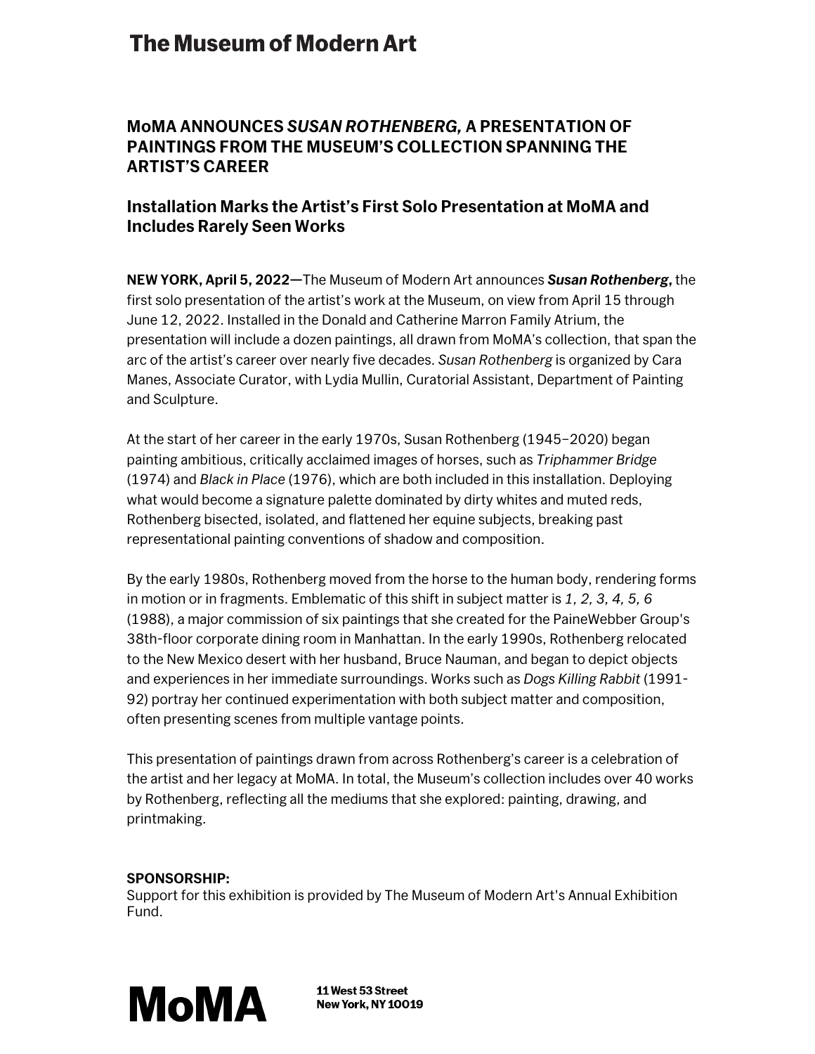# The Museum of Modern Art

## MoMA ANNOUNCES *SUSAN ROTHENBERG,* A PRESENTATION OF PAINTINGS FROM THE MUSEUM'S COLLECTION SPANNING THE ARTIST'S CAREER

### Installation Marks the Artist's First Solo Presentation at MoMA and Includes Rarely Seen Works

**NEW YORK, April 5, 2022**—The Museum of Modern Art announces ***Susan Rothenberg,*** the first solo presentation of the artist's work at the Museum, on view from April 15 through June 12, 2022. Installed in the Donald and Catherine Marron Family Atrium, the presentation will include a dozen paintings, all drawn from MoMA's collection, that span the arc of the artist's career over nearly five decades. *Susan Rothenberg* is organized by Cara Manes, Associate Curator, with Lydia Mullin, Curatorial Assistant, Department of Painting and Sculpture.

At the start of her career in the early 1970s, Susan Rothenberg (1945–2020) began painting ambitious, critically acclaimed images of horses, such as *Triphammer Bridge* (1974) and *Black in Place* (1976), which are both included in this installation. Deploying what would become a signature palette dominated by dirty whites and muted reds, Rothenberg bisected, isolated, and flattened her equine subjects, breaking past representational painting conventions of shadow and composition.

By the early 1980s, Rothenberg moved from the horse to the human body, rendering forms in motion or in fragments. Emblematic of this shift in subject matter is *1, 2, 3, 4, 5, 6* (1988), a major commission of six paintings that she created for the PaineWebber Group's 38th-floor corporate dining room in Manhattan. In the early 1990s, Rothenberg relocated to the New Mexico desert with her husband, Bruce Nauman, and began to depict objects and experiences in her immediate surroundings. Works such as *Dogs Killing Rabbit* (1991-92) portray her continued experimentation with both subject matter and composition, often presenting scenes from multiple vantage points.

This presentation of paintings drawn from across Rothenberg's career is a celebration of the artist and her legacy at MoMA. In total, the Museum's collection includes over 40 works by Rothenberg, reflecting all the mediums that she explored: painting, drawing, and printmaking.

**SPONSORSHIP:**
Support for this exhibition is provided by The Museum of Modern Art's Annual Exhibition Fund.

**MoMA**

**11 West 53 Street**
**New York, NY 10019**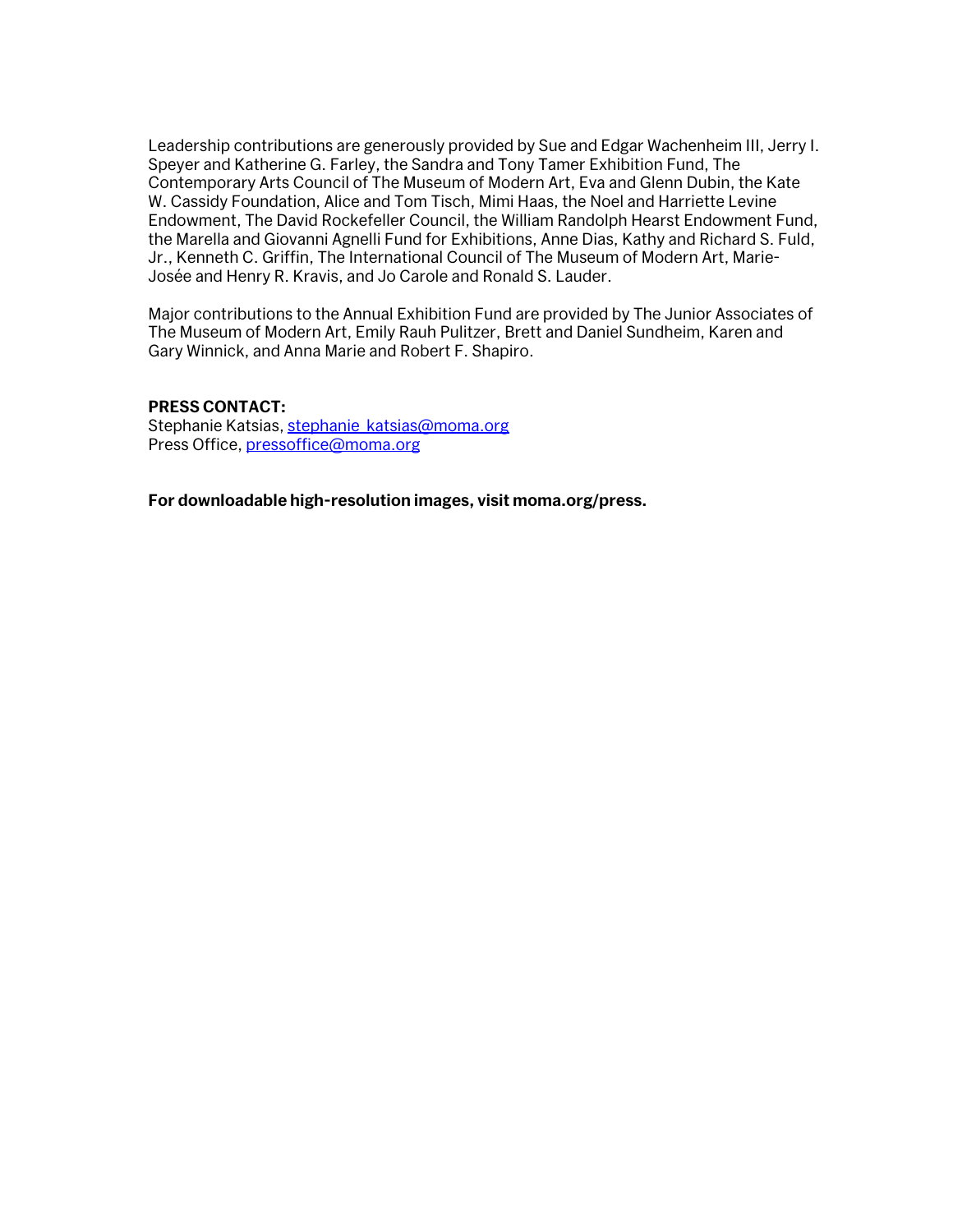Leadership contributions are generously provided by Sue and Edgar Wachenheim III, Jerry I. Speyer and Katherine G. Farley, the Sandra and Tony Tamer Exhibition Fund, The Contemporary Arts Council of The Museum of Modern Art, Eva and Glenn Dubin, the Kate W. Cassidy Foundation, Alice and Tom Tisch, Mimi Haas, the Noel and Harriette Levine Endowment, The David Rockefeller Council, the William Randolph Hearst Endowment Fund, the Marella and Giovanni Agnelli Fund for Exhibitions, Anne Dias, Kathy and Richard S. Fuld, Jr., Kenneth C. Griffin, The International Council of The Museum of Modern Art, Marie-Josée and Henry R. Kravis, and Jo Carole and Ronald S. Lauder.

Major contributions to the Annual Exhibition Fund are provided by The Junior Associates of The Museum of Modern Art, Emily Rauh Pulitzer, Brett and Daniel Sundheim, Karen and Gary Winnick, and Anna Marie and Robert F. Shapiro.

**PRESS CONTACT:**
Stephanie Katsias, stephanie_katsias@moma.org
Press Office, pressoffice@moma.org

**For downloadable high-resolution images, visit moma.org/press.**